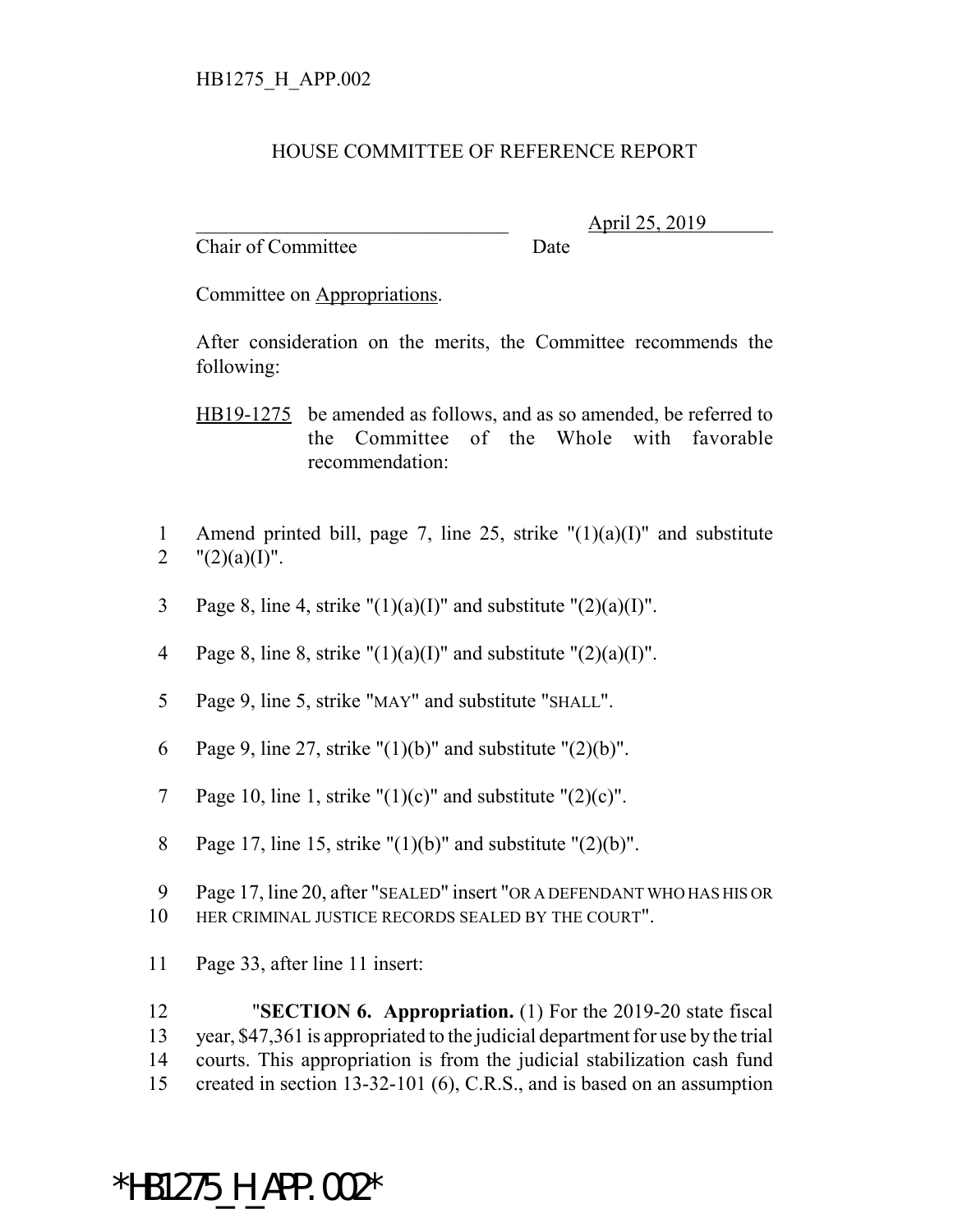HB1275_H_APP.002

HOUSE COMMITTEE OF REFERENCE REPORT

________________________________ April 25, 2019

Chair of Committee Date

Committee on Appropriations.

After consideration on the merits, the Committee recommends the following:

HB19-1275 be amended as follows, and as so amended, be referred to the Committee of the Whole with favorable recommendation:

1 Amend printed bill, page 7, line 25, strike "(1)(a)(I)" and substitute
2 "(2)(a)(I)".

3 Page 8, line 4, strike "(1)(a)(I)" and substitute "(2)(a)(I)".

4 Page 8, line 8, strike "(1)(a)(I)" and substitute "(2)(a)(I)".

5 Page 9, line 5, strike "MAY" and substitute "SHALL".

6 Page 9, line 27, strike "(1)(b)" and substitute "(2)(b)".

7 Page 10, line 1, strike "(1)(c)" and substitute "(2)(c)".

8 Page 17, line 15, strike "(1)(b)" and substitute "(2)(b)".

9 Page 17, line 20, after "SEALED" insert "OR A DEFENDANT WHO HAS HIS OR
10 HER CRIMINAL JUSTICE RECORDS SEALED BY THE COURT".

11 Page 33, after line 11 insert:

12 "**SECTION 6. Appropriation.** (1) For the 2019-20 state fiscal
13 year, $47,361 is appropriated to the judicial department for use by the trial
14 courts. This appropriation is from the judicial stabilization cash fund
15 created in section 13-32-101 (6), C.R.S., and is based on an assumption

*HB1275_H_APP.002*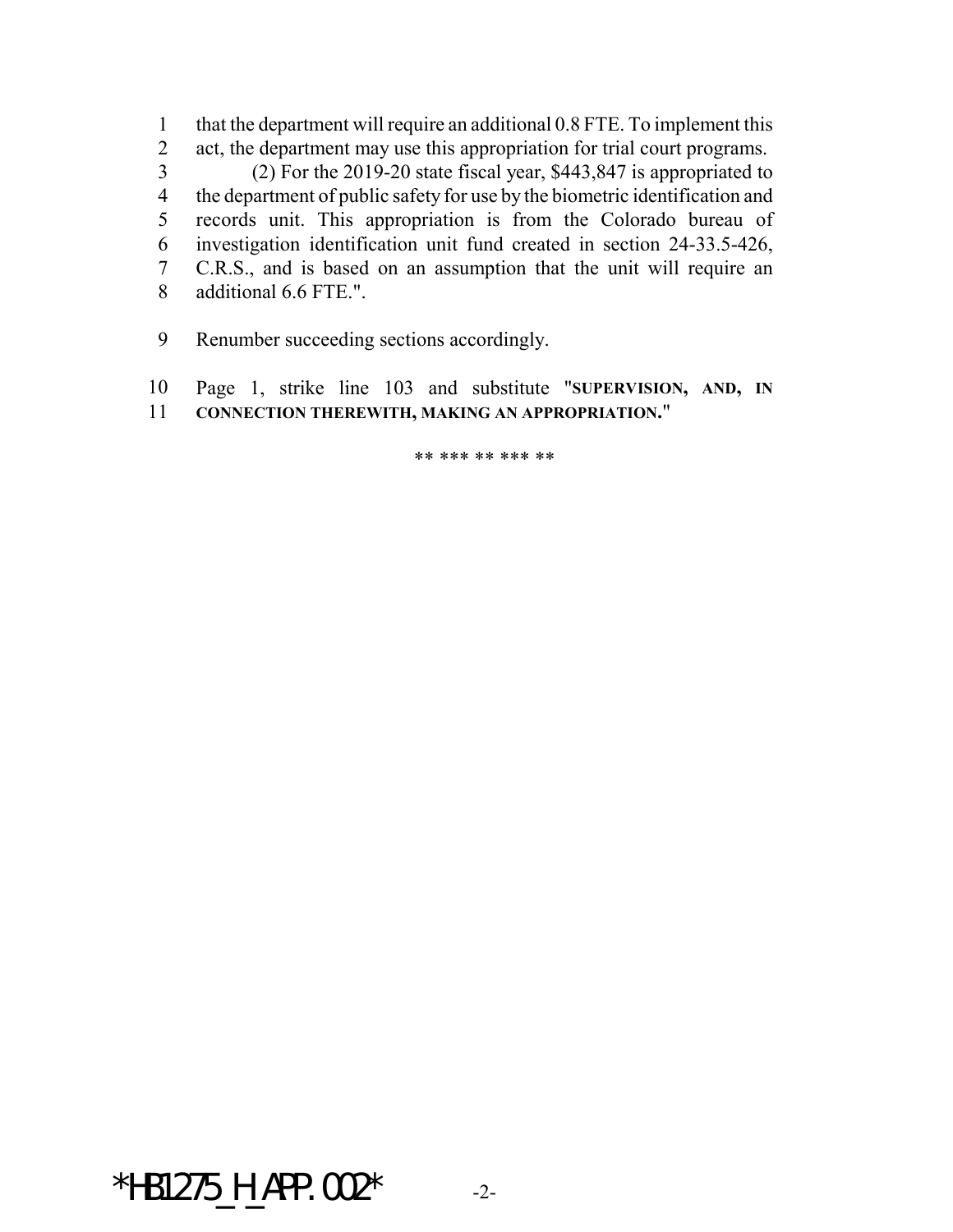that the department will require an additional 0.8 FTE. To implement this act, the department may use this appropriation for trial court programs.

(2) For the 2019-20 state fiscal year, $443,847 is appropriated to the department of public safety for use by the biometric identification and records unit. This appropriation is from the Colorado bureau of investigation identification unit fund created in section 24-33.5-426, C.R.S., and is based on an assumption that the unit will require an additional 6.6 FTE.".

Renumber succeeding sections accordingly.

Page 1, strike line 103 and substitute "**SUPERVISION, AND, IN CONNECTION THEREWITH, MAKING AN APPROPRIATION.**"

** *** ** *** **

*HB1275_H_APP.002*